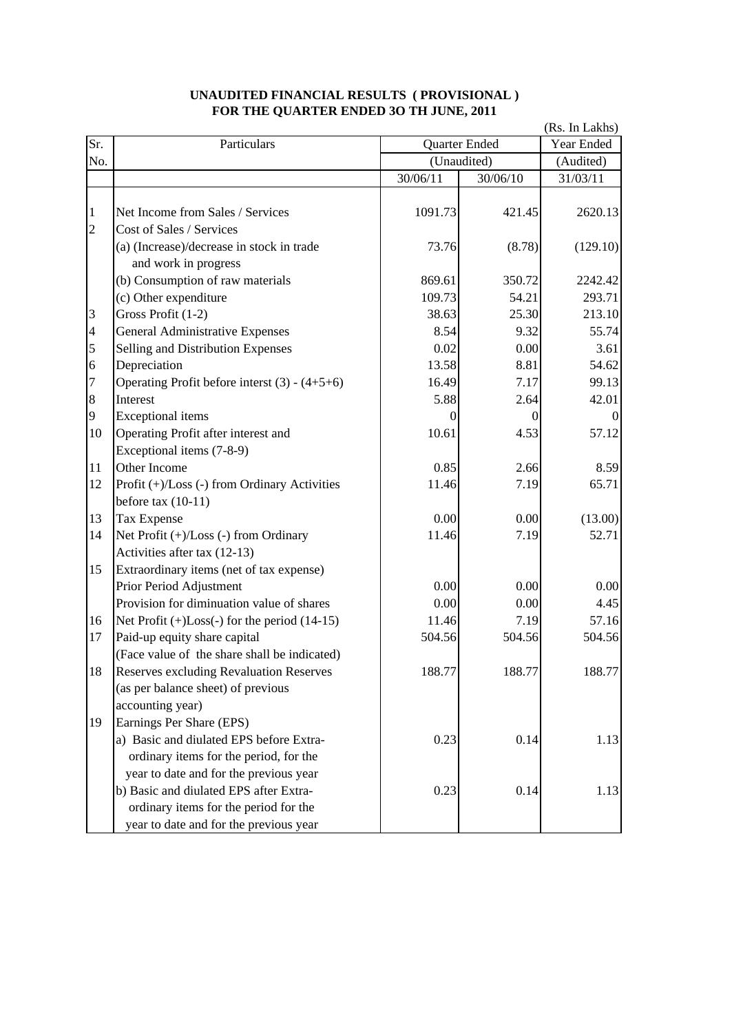**UNAUDITED FINANCIAL RESULTS ( PROVISIONAL )**
**FOR THE QUARTER ENDED 3O TH JUNE, 2011**

(Rs. In Lakhs)

| Sr. No. | Particulars | Quarter Ended (Unaudited) | | Year Ended (Audited) |
|---|---|---|---|---|
| | | 30/06/11 | 30/06/10 | 31/03/11 |
| 1 | Net Income from Sales / Services | 1091.73 | 421.45 | 2620.13 |
| 2 | Cost of Sales / Services | | | |
| | (a) (Increase)/decrease in stock in trade and work in progress | 73.76 | (8.78) | (129.10) |
| | (b) Consumption of raw materials | 869.61 | 350.72 | 2242.42 |
| | (c) Other expenditure | 109.73 | 54.21 | 293.71 |
| 3 | Gross Profit (1-2) | 38.63 | 25.30 | 213.10 |
| 4 | General Administrative Expenses | 8.54 | 9.32 | 55.74 |
| 5 | Selling and Distribution Expenses | 0.02 | 0.00 | 3.61 |
| 6 | Depreciation | 13.58 | 8.81 | 54.62 |
| 7 | Operating Profit before interst (3) - (4+5+6) | 16.49 | 7.17 | 99.13 |
| 8 | Interest | 5.88 | 2.64 | 42.01 |
| 9 | Exceptional items | 0 | 0 | 0 |
| 10 | Operating Profit after interest and Exceptional items (7-8-9) | 10.61 | 4.53 | 57.12 |
| 11 | Other Income | 0.85 | 2.66 | 8.59 |
| 12 | Profit (+)/Loss (-) from Ordinary Activities before tax (10-11) | 11.46 | 7.19 | 65.71 |
| 13 | Tax Expense | 0.00 | 0.00 | (13.00) |
| 14 | Net Profit (+)/Loss (-) from Ordinary Activities after tax (12-13) | 11.46 | 7.19 | 52.71 |
| 15 | Extraordinary items (net of tax expense) | | | |
| | Prior Period Adjustment | 0.00 | 0.00 | 0.00 |
| | Provision for diminuation value of shares | 0.00 | 0.00 | 4.45 |
| 16 | Net Profit (+)Loss(-) for the period (14-15) | 11.46 | 7.19 | 57.16 |
| 17 | Paid-up equity share capital (Face value of the share shall be indicated) | 504.56 | 504.56 | 504.56 |
| 18 | Reserves excluding Revaluation Reserves (as per balance sheet) of previous accounting year) | 188.77 | 188.77 | 188.77 |
| 19 | Earnings Per Share (EPS) | | | |
| | a) Basic and diulated EPS before Extra-ordinary items for the period, for the year to date and for the previous year | 0.23 | 0.14 | 1.13 |
| | b) Basic and diulated EPS after Extra-ordinary items for the period for the year to date and for the previous year | 0.23 | 0.14 | 1.13 |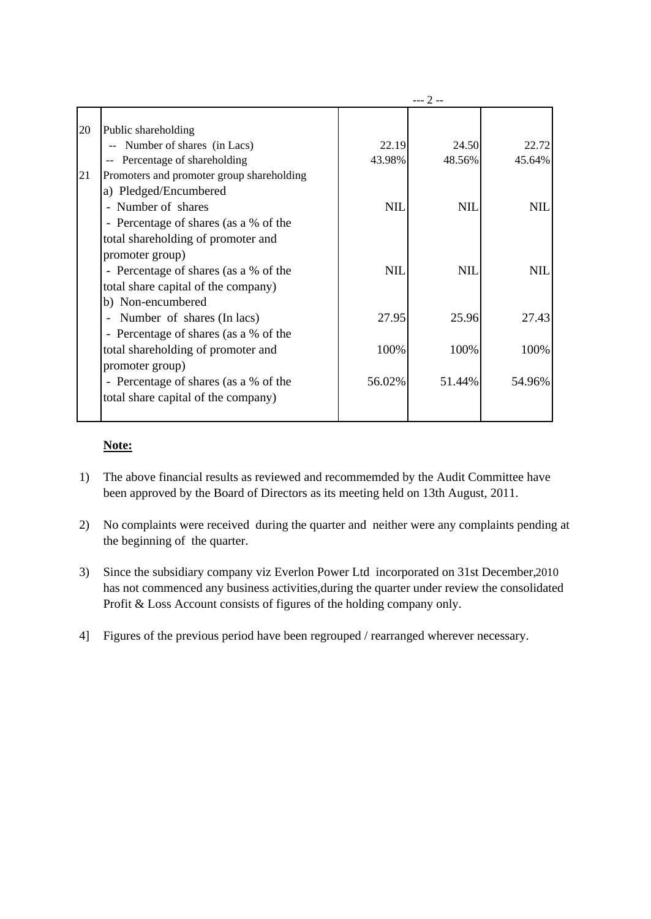| | | | | |
|---|---|---|---|---|
| 20 | Public shareholding | | | |
| | -- Number of shares (in Lacs) | 22.19 | 24.50 | 22.72 |
| | -- Percentage of shareholding | 43.98% | 48.56% | 45.64% |
| 21 | Promoters and promoter group shareholding | | | |
| | a) Pledged/Encumbered | | | |
| | - Number of shares | NIL | NIL | NIL |
| | - Percentage of shares (as a % of the total shareholding of promoter and promoter group) | | | |
| | - Percentage of shares (as a % of the total share capital of the company) | NIL | NIL | NIL |
| | b) Non-encumbered | | | |
| | - Number of shares (In lacs) | 27.95 | 25.96 | 27.43 |
| | - Percentage of shares (as a % of the total shareholding of promoter and promoter group) | 100% | 100% | 100% |
| | - Percentage of shares (as a % of the total share capital of the company) | 56.02% | 51.44% | 54.96% |

**Note:**

1) The above financial results as reviewed and recommemded by the Audit Committee have been approved by the Board of Directors as its meeting held on 13th August, 2011.

2) No complaints were received during the quarter and neither were any complaints pending at the beginning of the quarter.

3) Since the subsidiary company viz Everlon Power Ltd incorporated on 31st December,2010 has not commenced any business activities,during the quarter under review the consolidated Profit & Loss Account consists of figures of the holding company only.

4] Figures of the previous period have been regrouped / rearranged wherever necessary.